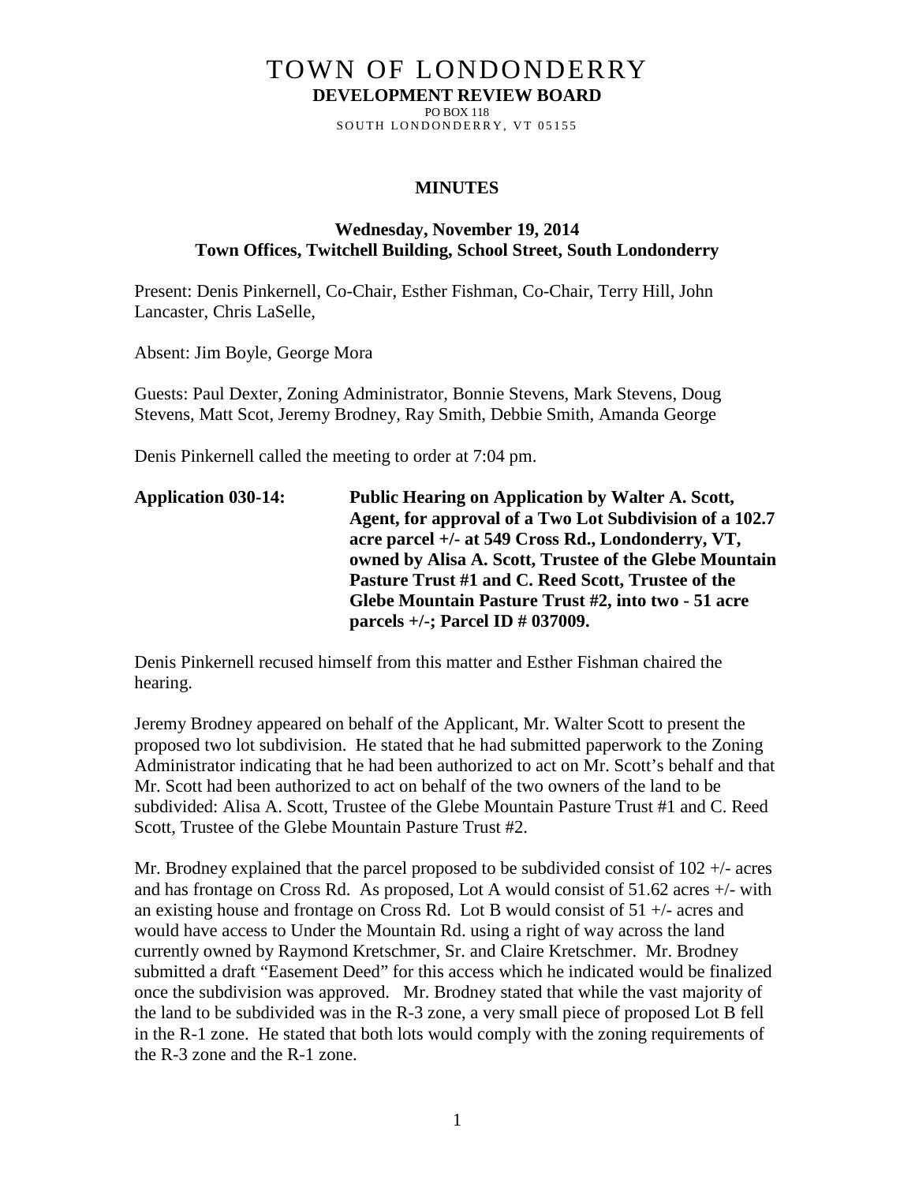# TOWN OF LONDONDERRY

**DEVELOPMENT REVIEW BOARD**

PO BOX 118

SOUTH LONDONDERRY, VT 05155

## MINUTES

**Wednesday, November 19, 2014**
**Town Offices, Twitchell Building, School Street, South Londonderry**

Present: Denis Pinkernell, Co-Chair, Esther Fishman, Co-Chair, Terry Hill, John Lancaster, Chris LaSelle,

Absent: Jim Boyle, George Mora

Guests: Paul Dexter, Zoning Administrator, Bonnie Stevens, Mark Stevens, Doug Stevens, Matt Scot, Jeremy Brodney, Ray Smith, Debbie Smith, Amanda George

Denis Pinkernell called the meeting to order at 7:04 pm.

**Application 030-14: Public Hearing on Application by Walter A. Scott, Agent, for approval of a Two Lot Subdivision of a 102.7 acre parcel +/- at 549 Cross Rd., Londonderry, VT, owned by Alisa A. Scott, Trustee of the Glebe Mountain Pasture Trust #1 and C. Reed Scott, Trustee of the Glebe Mountain Pasture Trust #2, into two - 51 acre parcels +/-; Parcel ID # 037009.**

Denis Pinkernell recused himself from this matter and Esther Fishman chaired the hearing.

Jeremy Brodney appeared on behalf of the Applicant, Mr. Walter Scott to present the proposed two lot subdivision. He stated that he had submitted paperwork to the Zoning Administrator indicating that he had been authorized to act on Mr. Scott's behalf and that Mr. Scott had been authorized to act on behalf of the two owners of the land to be subdivided: Alisa A. Scott, Trustee of the Glebe Mountain Pasture Trust #1 and C. Reed Scott, Trustee of the Glebe Mountain Pasture Trust #2.

Mr. Brodney explained that the parcel proposed to be subdivided consist of 102 +/- acres and has frontage on Cross Rd. As proposed, Lot A would consist of 51.62 acres +/- with an existing house and frontage on Cross Rd. Lot B would consist of 51 +/- acres and would have access to Under the Mountain Rd. using a right of way across the land currently owned by Raymond Kretschmer, Sr. and Claire Kretschmer. Mr. Brodney submitted a draft "Easement Deed" for this access which he indicated would be finalized once the subdivision was approved. Mr. Brodney stated that while the vast majority of the land to be subdivided was in the R-3 zone, a very small piece of proposed Lot B fell in the R-1 zone. He stated that both lots would comply with the zoning requirements of the R-3 zone and the R-1 zone.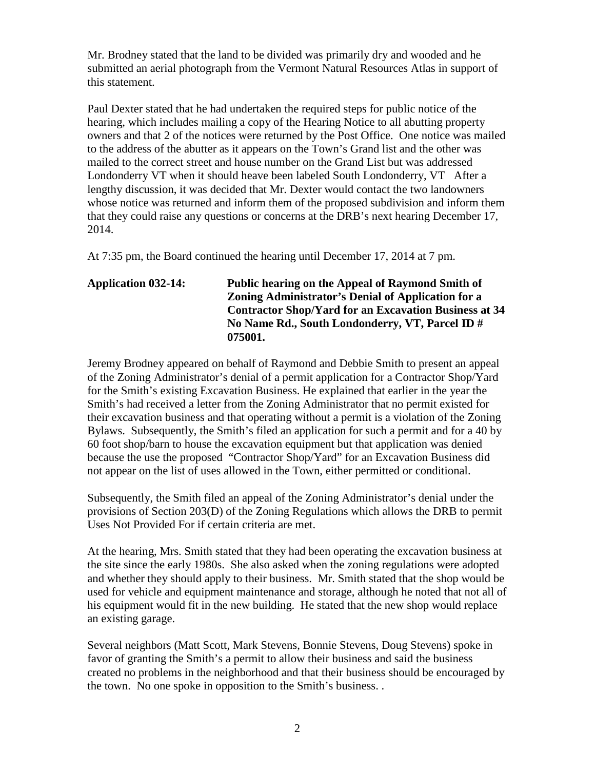Mr. Brodney stated that the land to be divided was primarily dry and wooded and he submitted an aerial photograph from the Vermont Natural Resources Atlas in support of this statement.

Paul Dexter stated that he had undertaken the required steps for public notice of the hearing, which includes mailing a copy of the Hearing Notice to all abutting property owners and that 2 of the notices were returned by the Post Office. One notice was mailed to the address of the abutter as it appears on the Town's Grand list and the other was mailed to the correct street and house number on the Grand List but was addressed Londonderry VT when it should heave been labeled South Londonderry, VT After a lengthy discussion, it was decided that Mr. Dexter would contact the two landowners whose notice was returned and inform them of the proposed subdivision and inform them that they could raise any questions or concerns at the DRB's next hearing December 17, 2014.

At 7:35 pm, the Board continued the hearing until December 17, 2014 at 7 pm.

**Application 032-14: Public hearing on the Appeal of Raymond Smith of Zoning Administrator's Denial of Application for a Contractor Shop/Yard for an Excavation Business at 34 No Name Rd., South Londonderry, VT, Parcel ID # 075001.**

Jeremy Brodney appeared on behalf of Raymond and Debbie Smith to present an appeal of the Zoning Administrator's denial of a permit application for a Contractor Shop/Yard for the Smith's existing Excavation Business. He explained that earlier in the year the Smith's had received a letter from the Zoning Administrator that no permit existed for their excavation business and that operating without a permit is a violation of the Zoning Bylaws. Subsequently, the Smith's filed an application for such a permit and for a 40 by 60 foot shop/barn to house the excavation equipment but that application was denied because the use the proposed "Contractor Shop/Yard" for an Excavation Business did not appear on the list of uses allowed in the Town, either permitted or conditional.

Subsequently, the Smith filed an appeal of the Zoning Administrator's denial under the provisions of Section 203(D) of the Zoning Regulations which allows the DRB to permit Uses Not Provided For if certain criteria are met.

At the hearing, Mrs. Smith stated that they had been operating the excavation business at the site since the early 1980s. She also asked when the zoning regulations were adopted and whether they should apply to their business. Mr. Smith stated that the shop would be used for vehicle and equipment maintenance and storage, although he noted that not all of his equipment would fit in the new building. He stated that the new shop would replace an existing garage.

Several neighbors (Matt Scott, Mark Stevens, Bonnie Stevens, Doug Stevens) spoke in favor of granting the Smith's a permit to allow their business and said the business created no problems in the neighborhood and that their business should be encouraged by the town. No one spoke in opposition to the Smith's business. .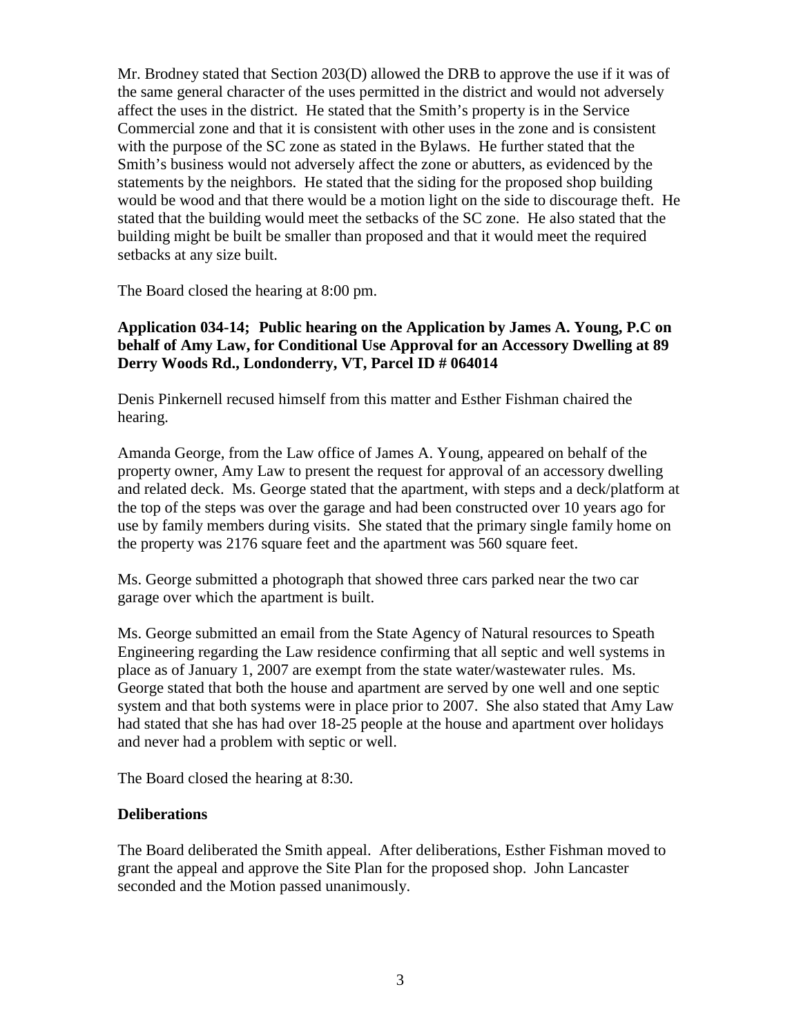Mr. Brodney stated that Section 203(D) allowed the DRB to approve the use if it was of the same general character of the uses permitted in the district and would not adversely affect the uses in the district. He stated that the Smith's property is in the Service Commercial zone and that it is consistent with other uses in the zone and is consistent with the purpose of the SC zone as stated in the Bylaws. He further stated that the Smith's business would not adversely affect the zone or abutters, as evidenced by the statements by the neighbors. He stated that the siding for the proposed shop building would be wood and that there would be a motion light on the side to discourage theft. He stated that the building would meet the setbacks of the SC zone. He also stated that the building might be built be smaller than proposed and that it would meet the required setbacks at any size built.

The Board closed the hearing at 8:00 pm.

**Application 034-14; Public hearing on the Application by James A. Young, P.C on behalf of Amy Law, for Conditional Use Approval for an Accessory Dwelling at 89 Derry Woods Rd., Londonderry, VT, Parcel ID # 064014**

Denis Pinkernell recused himself from this matter and Esther Fishman chaired the hearing.

Amanda George, from the Law office of James A. Young, appeared on behalf of the property owner, Amy Law to present the request for approval of an accessory dwelling and related deck. Ms. George stated that the apartment, with steps and a deck/platform at the top of the steps was over the garage and had been constructed over 10 years ago for use by family members during visits. She stated that the primary single family home on the property was 2176 square feet and the apartment was 560 square feet.

Ms. George submitted a photograph that showed three cars parked near the two car garage over which the apartment is built.

Ms. George submitted an email from the State Agency of Natural resources to Speath Engineering regarding the Law residence confirming that all septic and well systems in place as of January 1, 2007 are exempt from the state water/wastewater rules. Ms. George stated that both the house and apartment are served by one well and one septic system and that both systems were in place prior to 2007. She also stated that Amy Law had stated that she has had over 18-25 people at the house and apartment over holidays and never had a problem with septic or well.

The Board closed the hearing at 8:30.

**Deliberations**

The Board deliberated the Smith appeal. After deliberations, Esther Fishman moved to grant the appeal and approve the Site Plan for the proposed shop. John Lancaster seconded and the Motion passed unanimously.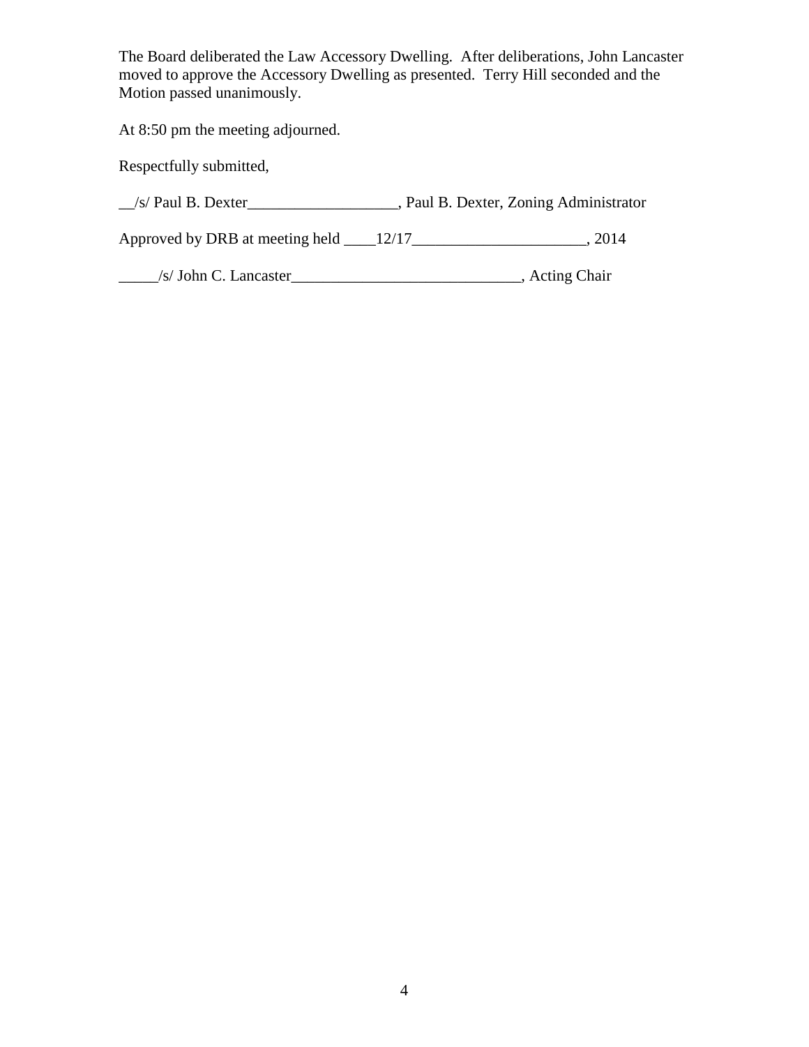The Board deliberated the Law Accessory Dwelling. After deliberations, John Lancaster moved to approve the Accessory Dwelling as presented. Terry Hill seconded and the Motion passed unanimously.

At 8:50 pm the meeting adjourned.

Respectfully submitted,

__/s/ Paul B. Dexter___________________, Paul B. Dexter, Zoning Administrator

Approved by DRB at meeting held ____12/17______________________, 2014

_____/s/ John C. Lancaster_____________________________, Acting Chair